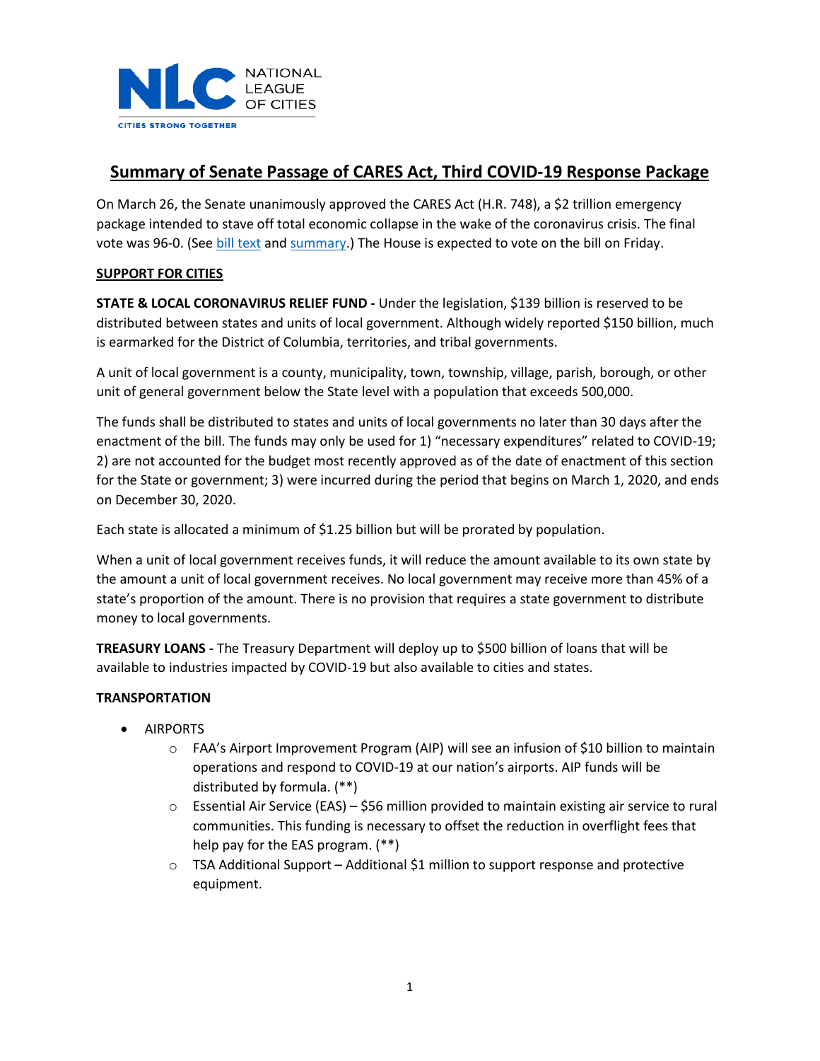NATIONAL LEAGUE OF CITIES

CITIES STRONG TOGETHER

# Summary of Senate Passage of CARES Act, Third COVID-19 Response Package

On March 26, the Senate unanimously approved the CARES Act (H.R. 748), a $2 trillion emergency package intended to stave off total economic collapse in the wake of the coronavirus crisis. The final vote was 96-0. (See bill text and summary.) The House is expected to vote on the bill on Friday.

## SUPPORT FOR CITIES

**STATE & LOCAL CORONAVIRUS RELIEF FUND -** Under the legislation, $139 billion is reserved to be distributed between states and units of local government. Although widely reported $150 billion, much is earmarked for the District of Columbia, territories, and tribal governments.

A unit of local government is a county, municipality, town, township, village, parish, borough, or other unit of general government below the State level with a population that exceeds 500,000.

The funds shall be distributed to states and units of local governments no later than 30 days after the enactment of the bill. The funds may only be used for 1) "necessary expenditures" related to COVID-19; 2) are not accounted for the budget most recently approved as of the date of enactment of this section for the State or government; 3) were incurred during the period that begins on March 1, 2020, and ends on December 30, 2020.

Each state is allocated a minimum of $1.25 billion but will be prorated by population.

When a unit of local government receives funds, it will reduce the amount available to its own state by the amount a unit of local government receives. No local government may receive more than 45% of a state's proportion of the amount. There is no provision that requires a state government to distribute money to local governments.

**TREASURY LOANS -** The Treasury Department will deploy up to $500 billion of loans that will be available to industries impacted by COVID-19 but also available to cities and states.

### TRANSPORTATION

- AIRPORTS
  - FAA's Airport Improvement Program (AIP) will see an infusion of $10 billion to maintain operations and respond to COVID-19 at our nation's airports. AIP funds will be distributed by formula. (**)
  - Essential Air Service (EAS) – $56 million provided to maintain existing air service to rural communities. This funding is necessary to offset the reduction in overflight fees that help pay for the EAS program. (**)
  - TSA Additional Support – Additional $1 million to support response and protective equipment.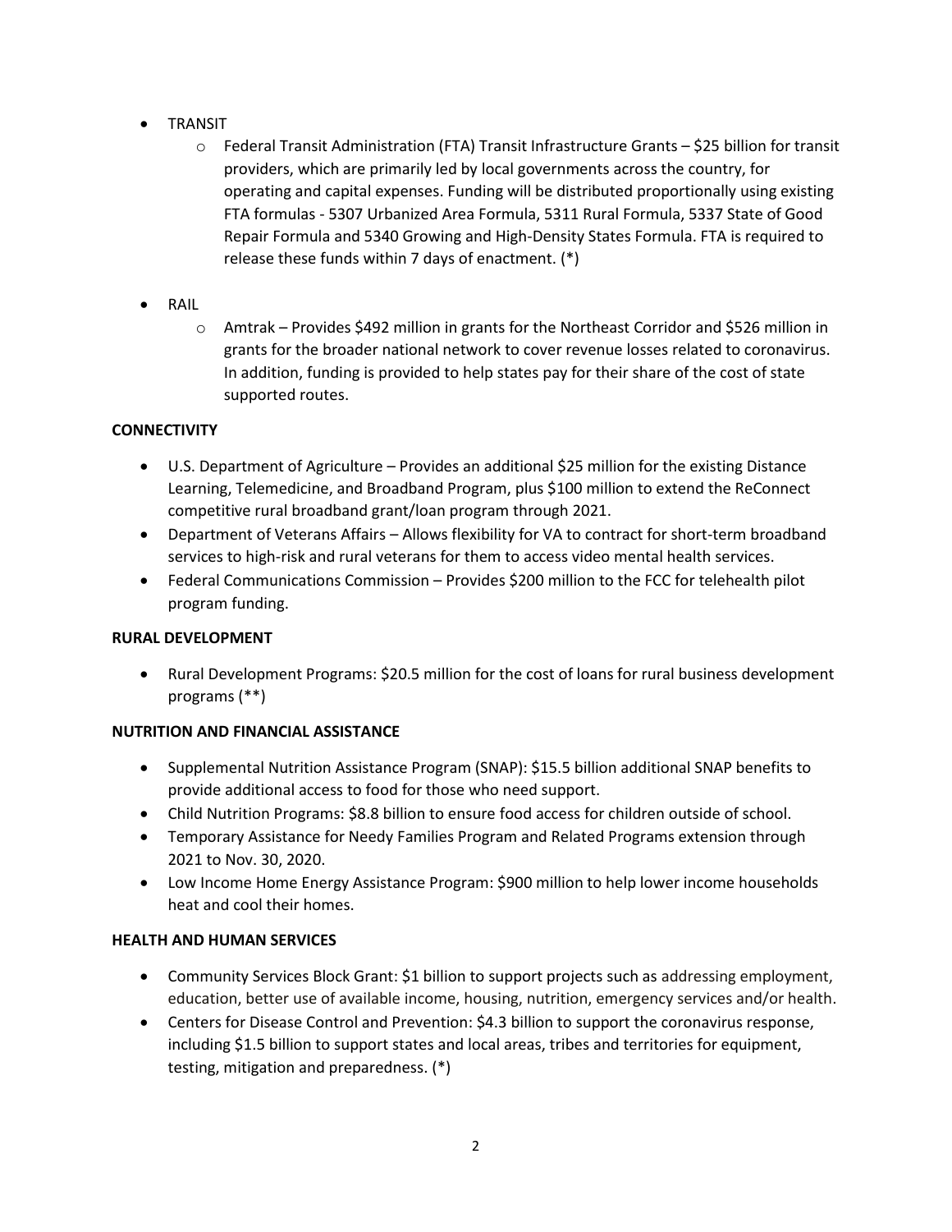- TRANSIT
    - Federal Transit Administration (FTA) Transit Infrastructure Grants – $25 billion for transit providers, which are primarily led by local governments across the country, for operating and capital expenses. Funding will be distributed proportionally using existing FTA formulas - 5307 Urbanized Area Formula, 5311 Rural Formula, 5337 State of Good Repair Formula and 5340 Growing and High-Density States Formula. FTA is required to release these funds within 7 days of enactment. (*)

- RAIL
    - Amtrak – Provides $492 million in grants for the Northeast Corridor and $526 million in grants for the broader national network to cover revenue losses related to coronavirus. In addition, funding is provided to help states pay for their share of the cost of state supported routes.

**CONNECTIVITY**

- U.S. Department of Agriculture – Provides an additional $25 million for the existing Distance Learning, Telemedicine, and Broadband Program, plus $100 million to extend the ReConnect competitive rural broadband grant/loan program through 2021.
- Department of Veterans Affairs – Allows flexibility for VA to contract for short-term broadband services to high-risk and rural veterans for them to access video mental health services.
- Federal Communications Commission – Provides $200 million to the FCC for telehealth pilot program funding.

**RURAL DEVELOPMENT**

- Rural Development Programs: $20.5 million for the cost of loans for rural business development programs (**)

**NUTRITION AND FINANCIAL ASSISTANCE**

- Supplemental Nutrition Assistance Program (SNAP): $15.5 billion additional SNAP benefits to provide additional access to food for those who need support.
- Child Nutrition Programs: $8.8 billion to ensure food access for children outside of school.
- Temporary Assistance for Needy Families Program and Related Programs extension through 2021 to Nov. 30, 2020.
- Low Income Home Energy Assistance Program: $900 million to help lower income households heat and cool their homes.

**HEALTH AND HUMAN SERVICES**

- Community Services Block Grant: $1 billion to support projects such as addressing employment, education, better use of available income, housing, nutrition, emergency services and/or health.
- Centers for Disease Control and Prevention: $4.3 billion to support the coronavirus response, including $1.5 billion to support states and local areas, tribes and territories for equipment, testing, mitigation and preparedness. (*)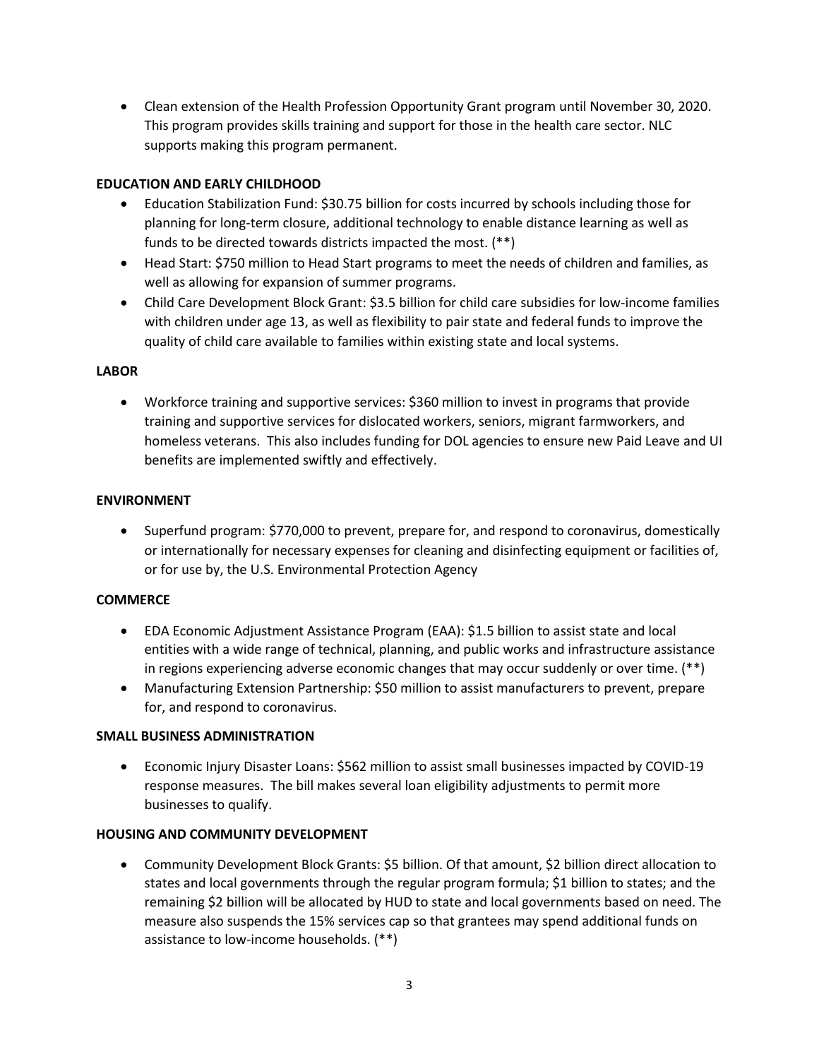- Clean extension of the Health Profession Opportunity Grant program until November 30, 2020. This program provides skills training and support for those in the health care sector. NLC supports making this program permanent.

**EDUCATION AND EARLY CHILDHOOD**

- Education Stabilization Fund: $30.75 billion for costs incurred by schools including those for planning for long-term closure, additional technology to enable distance learning as well as funds to be directed towards districts impacted the most. (**)
- Head Start: $750 million to Head Start programs to meet the needs of children and families, as well as allowing for expansion of summer programs.
- Child Care Development Block Grant: $3.5 billion for child care subsidies for low-income families with children under age 13, as well as flexibility to pair state and federal funds to improve the quality of child care available to families within existing state and local systems.

**LABOR**

- Workforce training and supportive services: $360 million to invest in programs that provide training and supportive services for dislocated workers, seniors, migrant farmworkers, and homeless veterans. This also includes funding for DOL agencies to ensure new Paid Leave and UI benefits are implemented swiftly and effectively.

**ENVIRONMENT**

- Superfund program: $770,000 to prevent, prepare for, and respond to coronavirus, domestically or internationally for necessary expenses for cleaning and disinfecting equipment or facilities of, or for use by, the U.S. Environmental Protection Agency

**COMMERCE**

- EDA Economic Adjustment Assistance Program (EAA): $1.5 billion to assist state and local entities with a wide range of technical, planning, and public works and infrastructure assistance in regions experiencing adverse economic changes that may occur suddenly or over time. (**)
- Manufacturing Extension Partnership: $50 million to assist manufacturers to prevent, prepare for, and respond to coronavirus.

**SMALL BUSINESS ADMINISTRATION**

- Economic Injury Disaster Loans: $562 million to assist small businesses impacted by COVID-19 response measures. The bill makes several loan eligibility adjustments to permit more businesses to qualify.

**HOUSING AND COMMUNITY DEVELOPMENT**

- Community Development Block Grants: $5 billion. Of that amount, $2 billion direct allocation to states and local governments through the regular program formula; $1 billion to states; and the remaining $2 billion will be allocated by HUD to state and local governments based on need. The measure also suspends the 15% services cap so that grantees may spend additional funds on assistance to low-income households. (**)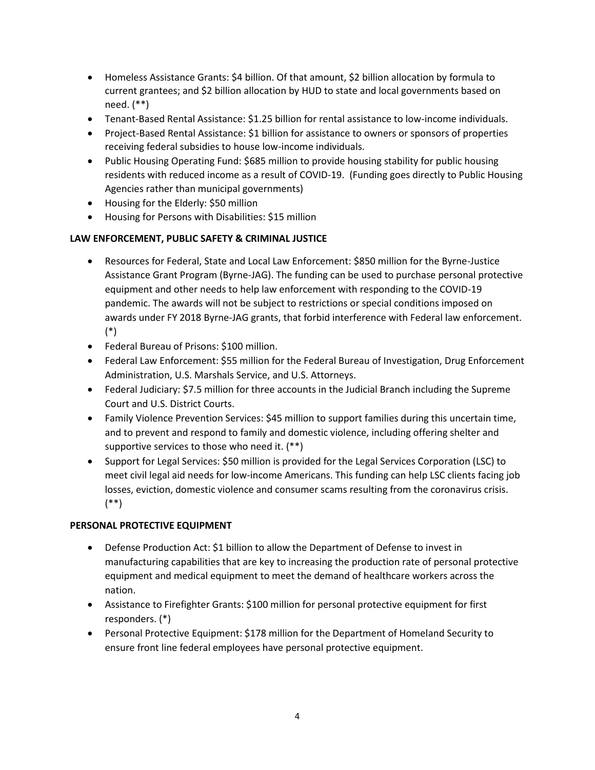- Homeless Assistance Grants: $4 billion. Of that amount, $2 billion allocation by formula to current grantees; and $2 billion allocation by HUD to state and local governments based on need. (**)
- Tenant-Based Rental Assistance: $1.25 billion for rental assistance to low-income individuals.
- Project-Based Rental Assistance: $1 billion for assistance to owners or sponsors of properties receiving federal subsidies to house low-income individuals.
- Public Housing Operating Fund: $685 million to provide housing stability for public housing residents with reduced income as a result of COVID-19. (Funding goes directly to Public Housing Agencies rather than municipal governments)
- Housing for the Elderly: $50 million
- Housing for Persons with Disabilities: $15 million

**LAW ENFORCEMENT, PUBLIC SAFETY & CRIMINAL JUSTICE**

- Resources for Federal, State and Local Law Enforcement: $850 million for the Byrne-Justice Assistance Grant Program (Byrne-JAG). The funding can be used to purchase personal protective equipment and other needs to help law enforcement with responding to the COVID-19 pandemic. The awards will not be subject to restrictions or special conditions imposed on awards under FY 2018 Byrne-JAG grants, that forbid interference with Federal law enforcement. (*)
- Federal Bureau of Prisons: $100 million.
- Federal Law Enforcement: $55 million for the Federal Bureau of Investigation, Drug Enforcement Administration, U.S. Marshals Service, and U.S. Attorneys.
- Federal Judiciary: $7.5 million for three accounts in the Judicial Branch including the Supreme Court and U.S. District Courts.
- Family Violence Prevention Services: $45 million to support families during this uncertain time, and to prevent and respond to family and domestic violence, including offering shelter and supportive services to those who need it. (**)
- Support for Legal Services: $50 million is provided for the Legal Services Corporation (LSC) to meet civil legal aid needs for low-income Americans. This funding can help LSC clients facing job losses, eviction, domestic violence and consumer scams resulting from the coronavirus crisis. (**)

**PERSONAL PROTECTIVE EQUIPMENT**

- Defense Production Act: $1 billion to allow the Department of Defense to invest in manufacturing capabilities that are key to increasing the production rate of personal protective equipment and medical equipment to meet the demand of healthcare workers across the nation.
- Assistance to Firefighter Grants: $100 million for personal protective equipment for first responders. (*)
- Personal Protective Equipment: $178 million for the Department of Homeland Security to ensure front line federal employees have personal protective equipment.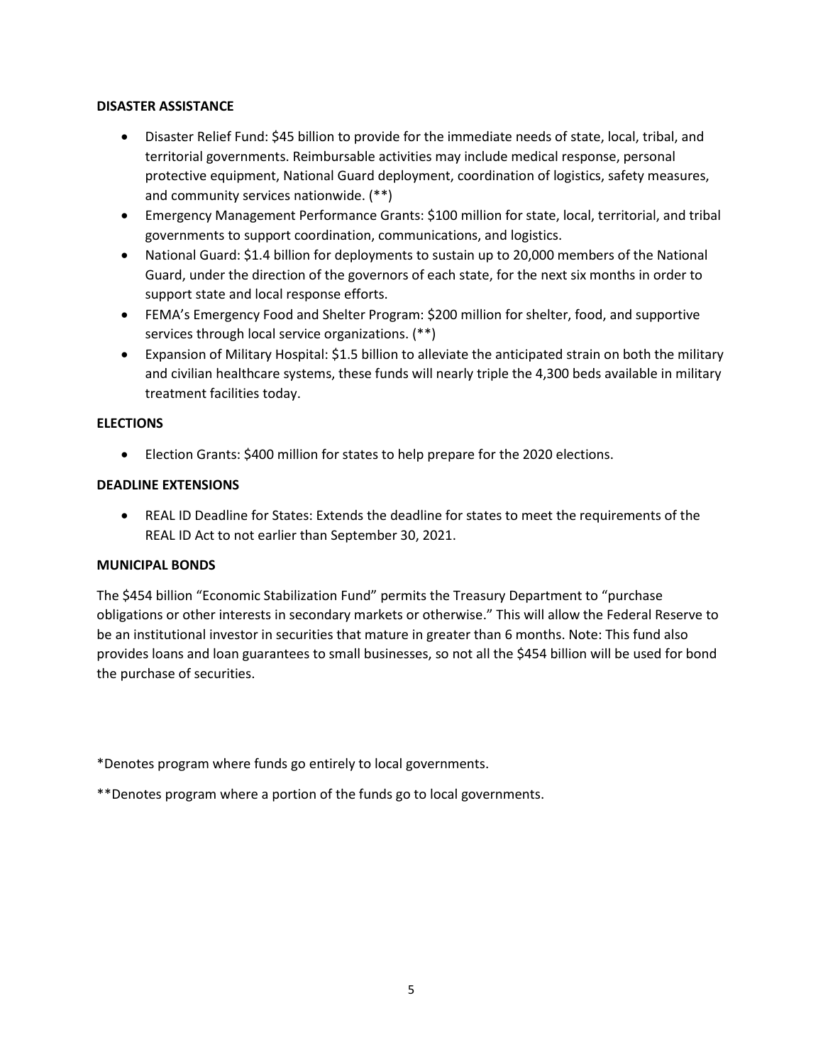**DISASTER ASSISTANCE**

- Disaster Relief Fund: $45 billion to provide for the immediate needs of state, local, tribal, and territorial governments. Reimbursable activities may include medical response, personal protective equipment, National Guard deployment, coordination of logistics, safety measures, and community services nationwide. (**)
- Emergency Management Performance Grants: $100 million for state, local, territorial, and tribal governments to support coordination, communications, and logistics.
- National Guard: $1.4 billion for deployments to sustain up to 20,000 members of the National Guard, under the direction of the governors of each state, for the next six months in order to support state and local response efforts.
- FEMA's Emergency Food and Shelter Program: $200 million for shelter, food, and supportive services through local service organizations. (**)
- Expansion of Military Hospital: $1.5 billion to alleviate the anticipated strain on both the military and civilian healthcare systems, these funds will nearly triple the 4,300 beds available in military treatment facilities today.

**ELECTIONS**

- Election Grants: $400 million for states to help prepare for the 2020 elections.

**DEADLINE EXTENSIONS**

- REAL ID Deadline for States: Extends the deadline for states to meet the requirements of the REAL ID Act to not earlier than September 30, 2021.

**MUNICIPAL BONDS**

The $454 billion "Economic Stabilization Fund" permits the Treasury Department to "purchase obligations or other interests in secondary markets or otherwise." This will allow the Federal Reserve to be an institutional investor in securities that mature in greater than 6 months. Note: This fund also provides loans and loan guarantees to small businesses, so not all the $454 billion will be used for bond the purchase of securities.

*Denotes program where funds go entirely to local governments.

**Denotes program where a portion of the funds go to local governments.